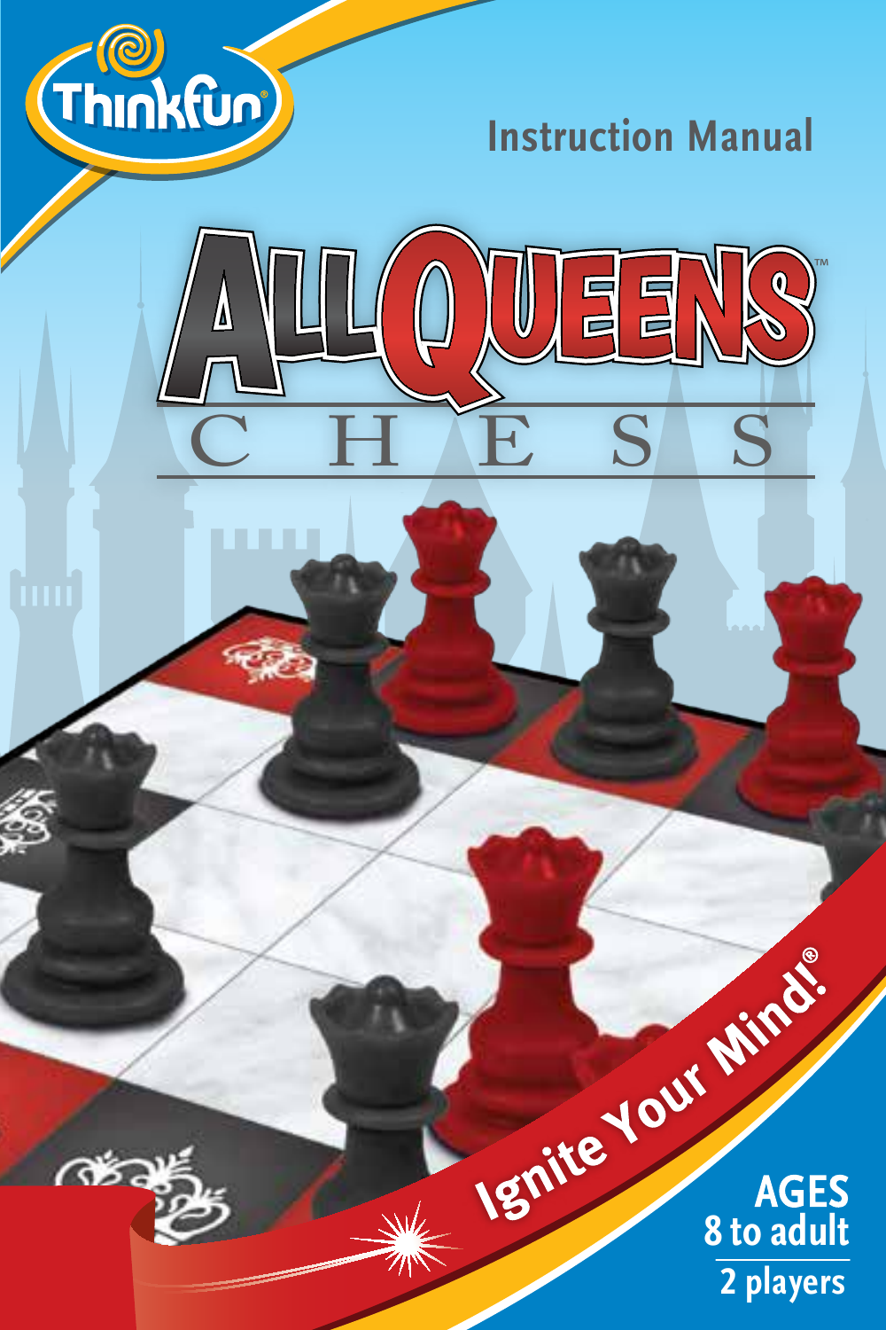ThinkFun®

Instruction Manual

# ALL QUEENS™ CHESS

Ignite Your Mind!®

**AGES 8 to adult**

**2 players**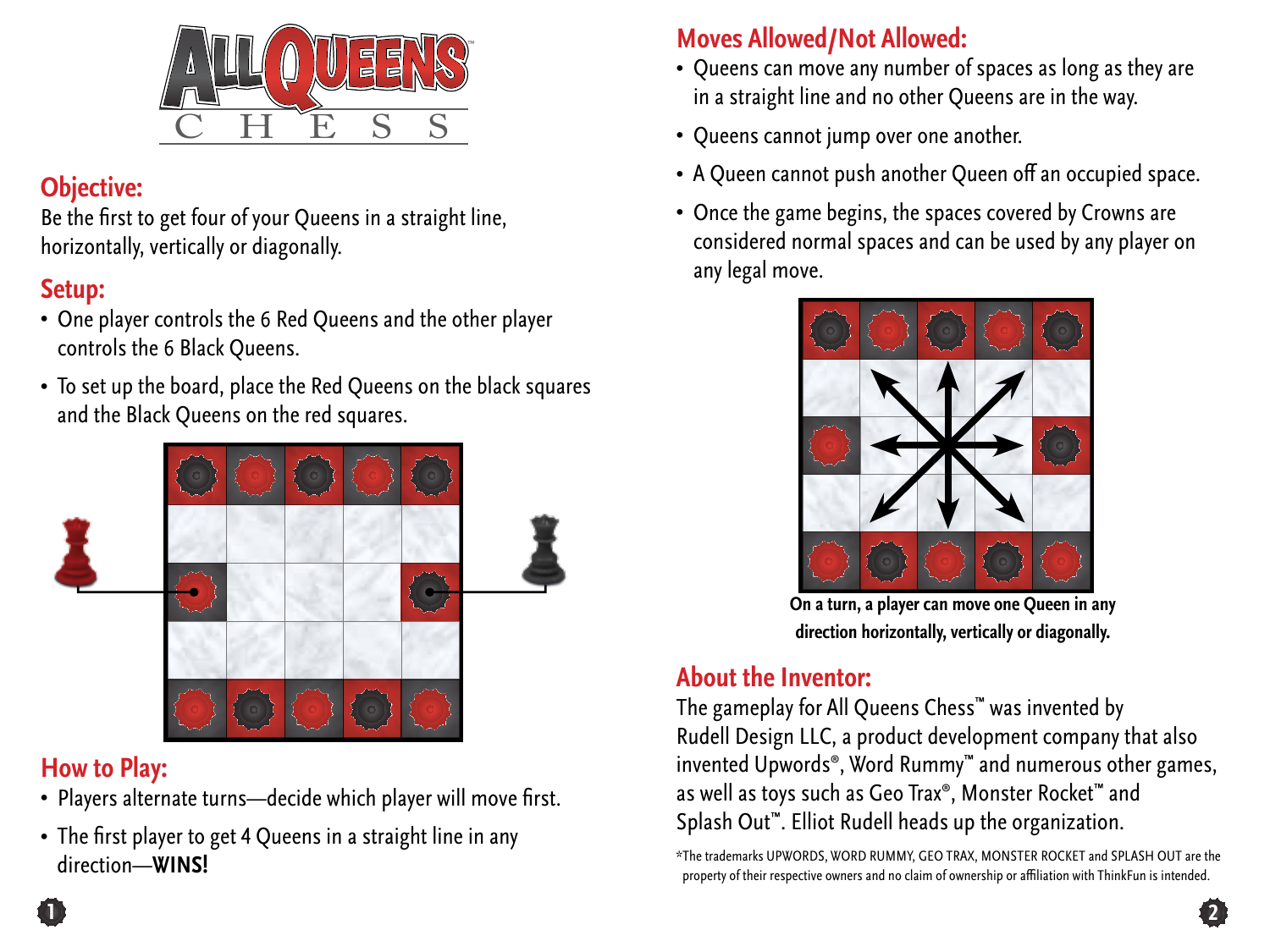# All Queens Chess

## Objective:

Be the first to get four of your Queens in a straight line, horizontally, vertically or diagonally.

## Setup:

- One player controls the 6 Red Queens and the other player controls the 6 Black Queens.
- To set up the board, place the Red Queens on the black squares and the Black Queens on the red squares.

## How to Play:

- Players alternate turns—decide which player will move first.
- The first player to get 4 Queens in a straight line in any direction—**WINS!**

## Moves Allowed/Not Allowed:

- Queens can move any number of spaces as long as they are in a straight line and no other Queens are in the way.
- Queens cannot jump over one another.
- A Queen cannot push another Queen off an occupied space.
- Once the game begins, the spaces covered by Crowns are considered normal spaces and can be used by any player on any legal move.

**On a turn, a player can move one Queen in any direction horizontally, vertically or diagonally.**

## About the Inventor:

The gameplay for All Queens Chess™ was invented by Rudell Design LLC, a product development company that also invented Upwords®, Word Rummy™ and numerous other games, as well as toys such as Geo Trax®, Monster Rocket™ and Splash Out™. Elliot Rudell heads up the organization.

*The trademarks UPWORDS, WORD RUMMY, GEO TRAX, MONSTER ROCKET and SPLASH OUT are the property of their respective owners and no claim of ownership or affiliation with ThinkFun is intended.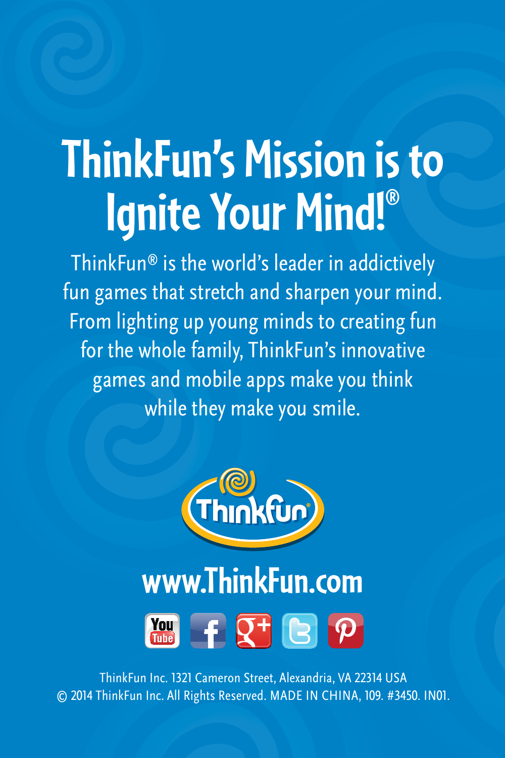# ThinkFun's Mission is to Ignite Your Mind!®

ThinkFun® is the world's leader in addictively fun games that stretch and sharpen your mind. From lighting up young minds to creating fun for the whole family, ThinkFun's innovative games and mobile apps make you think while they make you smile.

ThinkFun®

**www.ThinkFun.com**

ThinkFun Inc. 1321 Cameron Street, Alexandria, VA 22314 USA
© 2014 ThinkFun Inc. All Rights Reserved. MADE IN CHINA, 109. #3450. IN01.